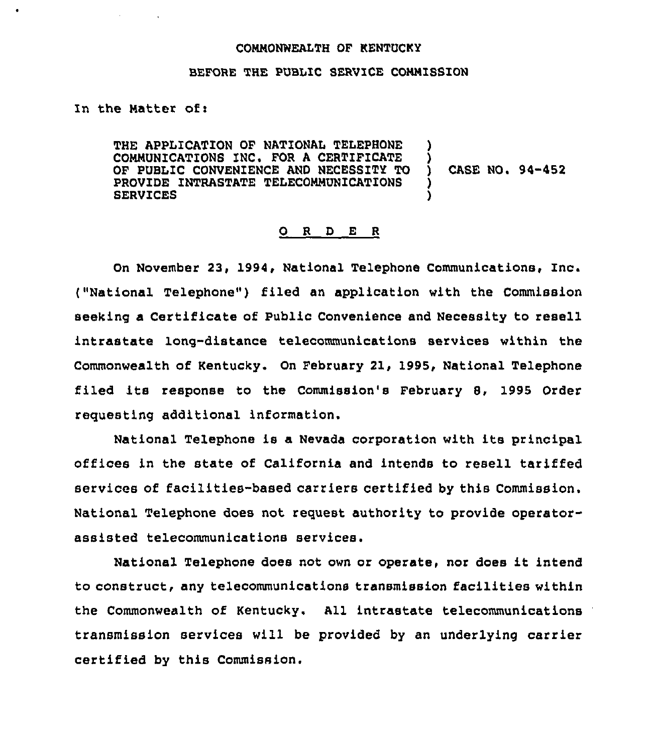COMMONWEALTH OF KENTUCKY

BEFORE THE PUBLIC SERVICE COMMISSION

In the Matter of:

| | | |
|---|---|---|
| THE APPLICATION OF NATIONAL TELEPHONE COMMUNICATIONS INC. FOR A CERTIFICATE OF PUBLIC CONVENIENCE AND NECESSITY TO PROVIDE INTRASTATE TELECOMMUNICATIONS SERVICES | ) | CASE NO. 94-452 |

## O R D E R

On November 23, 1994, National Telephone Communications, Inc. ("National Telephone") filed an application with the Commission seeking a Certificate of Public Convenience and Necessity to resell intrastate long-distance telecommunications services within the Commonwealth of Kentucky. On February 21, 1995, National Telephone filed its response to the Commission's February 8, 1995 Order requesting additional information.

National Telephone is a Nevada corporation with its principal offices in the state of California and intends to resell tariffed services of facilities-based carriers certified by this Commission. National Telephone does not request authority to provide operator-assisted telecommunications services.

National Telephone does not own or operate, nor does it intend to construct, any telecommunications transmission facilities within the Commonwealth of Kentucky. All intrastate telecommunications transmission services will be provided by an underlying carrier certified by this Commission.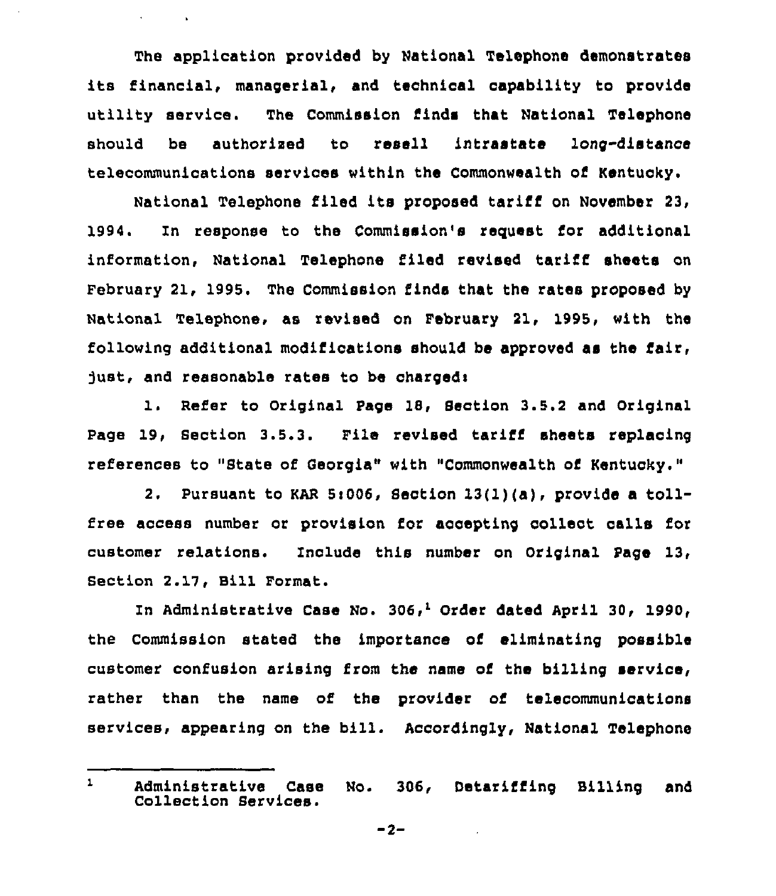The application provided by National Telephone demonstrates its financial, managerial, and technical capability to provide utility service. The Commission finds that National Telephone should be authorized to resell intrastate long-distance telecommunications services within the Commonwealth of Kentucky.

National Telephone filed its proposed tariff on November 23, 1994. In response to the Commission's request for additional information, National Telephone filed revised tariff sheets on February 21, 1995. The Commission finds that the rates proposed by National Telephone, as revised on February 21, 1995, with the following additional modifications should be approved as the fair, just, and reasonable rates to be charged:

1. Refer to Original Page 18, Section 3.5.2 and Original Page 19, Section 3.5.3. File revised tariff sheets replacing references to "State of Georgia" with "Commonwealth of Kentucky."

2. Pursuant to KAR 5:006, Section 13(1)(a), provide a toll-free access number or provision for accepting collect calls for customer relations. Include this number on Original Page 13, Section 2.17, Bill Format.

In Administrative Case No. 306,[1] Order dated April 30, 1990, the Commission stated the importance of eliminating possible customer confusion arising from the name of the billing service, rather than the name of the provider of telecommunications services, appearing on the bill. Accordingly, National Telephone

[1] Administrative Case No. 306, Detariffing Billing and Collection Services.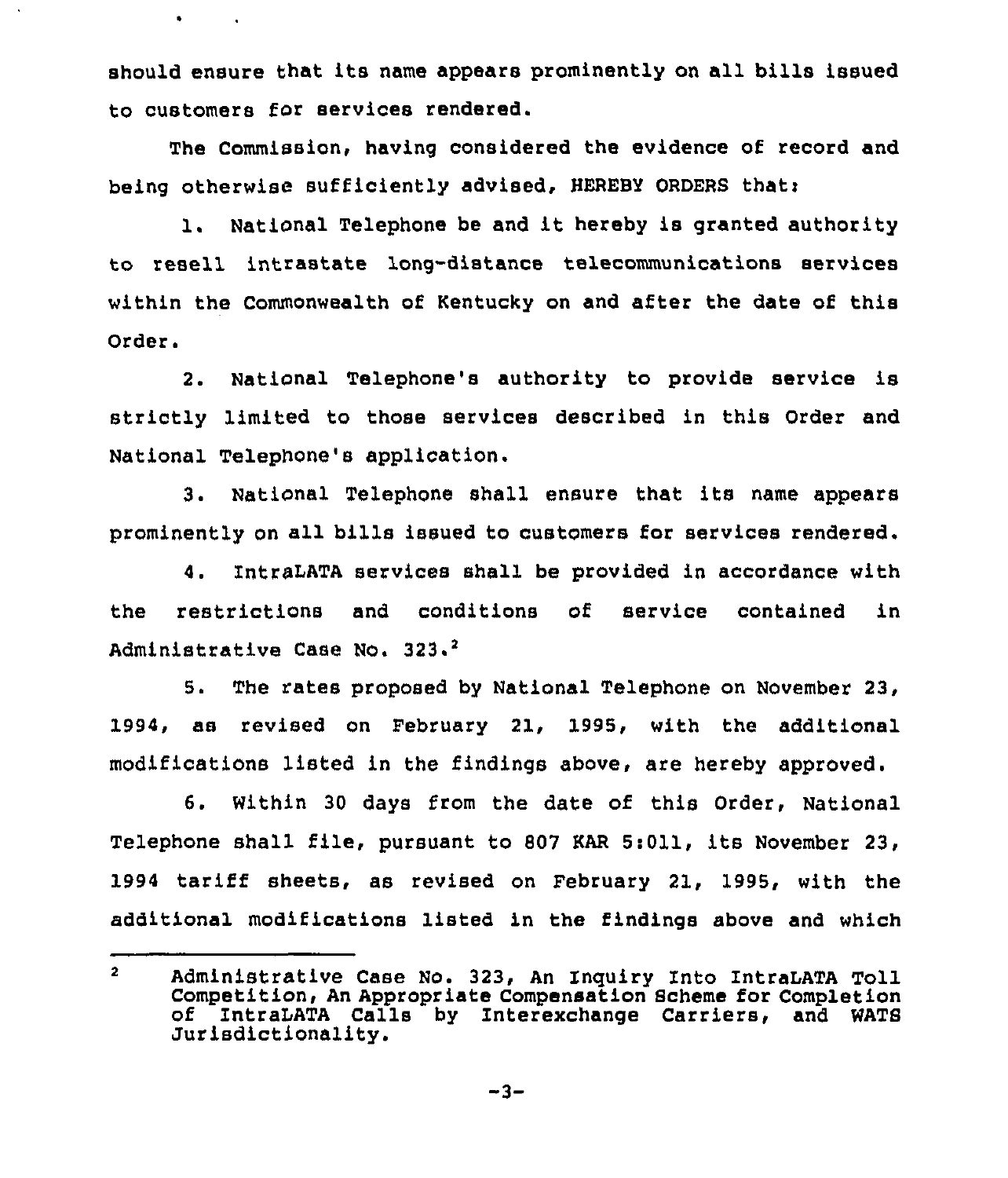should ensure that its name appears prominently on all bills issued to customers for services rendered.

The Commission, having considered the evidence of record and being otherwise sufficiently advised, HEREBY ORDERS that:

1. National Telephone be and it hereby is granted authority to resell intrastate long-distance telecommunications services within the Commonwealth of Kentucky on and after the date of this Order.

2. National Telephone's authority to provide service is strictly limited to those services described in this Order and National Telephone's application.

3. National Telephone shall ensure that its name appears prominently on all bills issued to customers for services rendered.

4. IntraLATA services shall be provided in accordance with the restrictions and conditions of service contained in Administrative Case No. 323.[2]

5. The rates proposed by National Telephone on November 23, 1994, as revised on February 21, 1995, with the additional modifications listed in the findings above, are hereby approved.

6. Within 30 days from the date of this Order, National Telephone shall file, pursuant to 807 KAR 5:011, its November 23, 1994 tariff sheets, as revised on February 21, 1995, with the additional modifications listed in the findings above and which

---

[2] Administrative Case No. 323, An Inquiry Into IntraLATA Toll Competition, An Appropriate Compensation Scheme for Completion of IntraLATA Calls by Interexchange Carriers, and WATS Jurisdictionality.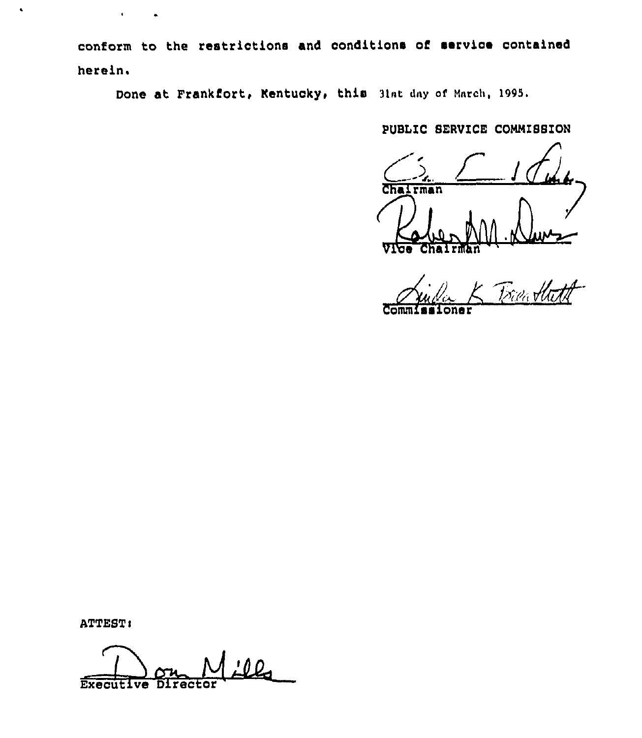conform to the restrictions and conditions of service contained herein.

Done at Frankfort, Kentucky, this 31st day of March, 1995.

PUBLIC SERVICE COMMISSION

Chairman

Vice Chairman

Commissioner

ATTEST:

Executive Director